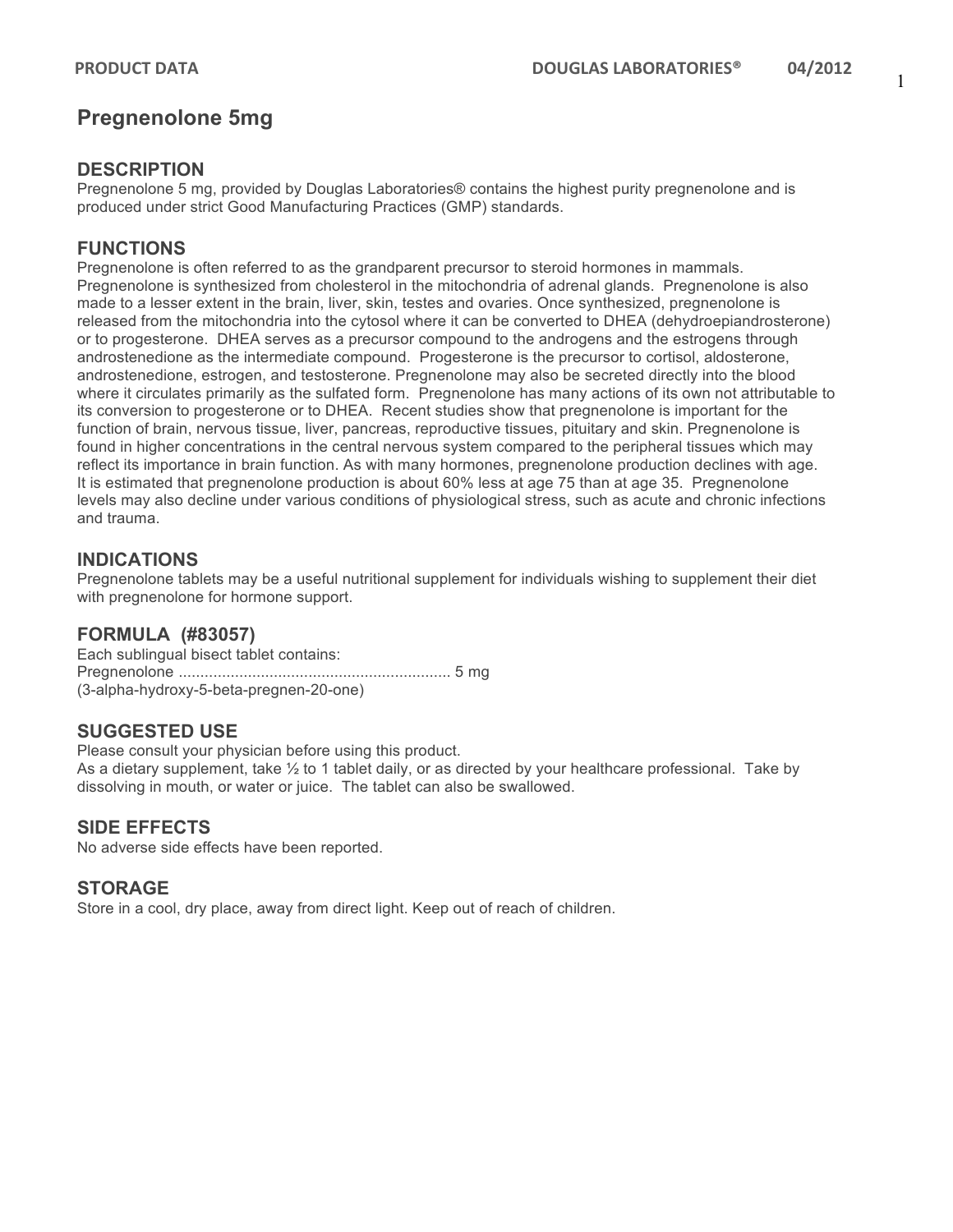# Pregnenolone 5mg

## DESCRIPTION

Pregnenolone 5 mg, provided by Douglas Laboratories® contains the highest purity pregnenolone and is produced under strict Good Manufacturing Practices (GMP) standards.

## FUNCTIONS

Pregnenolone is often referred to as the grandparent precursor to steroid hormones in mammals. Pregnenolone is synthesized from cholesterol in the mitochondria of adrenal glands. Pregnenolone is also made to a lesser extent in the brain, liver, skin, testes and ovaries. Once synthesized, pregnenolone is released from the mitochondria into the cytosol where it can be converted to DHEA (dehydroepiandrosterone) or to progesterone. DHEA serves as a precursor compound to the androgens and the estrogens through androstenedione as the intermediate compound. Progesterone is the precursor to cortisol, aldosterone, androstenedione, estrogen, and testosterone. Pregnenolone may also be secreted directly into the blood where it circulates primarily as the sulfated form. Pregnenolone has many actions of its own not attributable to its conversion to progesterone or to DHEA. Recent studies show that pregnenolone is important for the function of brain, nervous tissue, liver, pancreas, reproductive tissues, pituitary and skin. Pregnenolone is found in higher concentrations in the central nervous system compared to the peripheral tissues which may reflect its importance in brain function. As with many hormones, pregnenolone production declines with age. It is estimated that pregnenolone production is about 60% less at age 75 than at age 35. Pregnenolone levels may also decline under various conditions of physiological stress, such as acute and chronic infections and trauma.

## INDICATIONS

Pregnenolone tablets may be a useful nutritional supplement for individuals wishing to supplement their diet with pregnenolone for hormone support.

## FORMULA (#83057)

Each sublingual bisect tablet contains:
Pregnenolone .............................................................. 5 mg
(3-alpha-hydroxy-5-beta-pregnen-20-one)

## SUGGESTED USE

Please consult your physician before using this product.
As a dietary supplement, take ½ to 1 tablet daily, or as directed by your healthcare professional. Take by dissolving in mouth, or water or juice. The tablet can also be swallowed.

## SIDE EFFECTS

No adverse side effects have been reported.

## STORAGE

Store in a cool, dry place, away from direct light. Keep out of reach of children.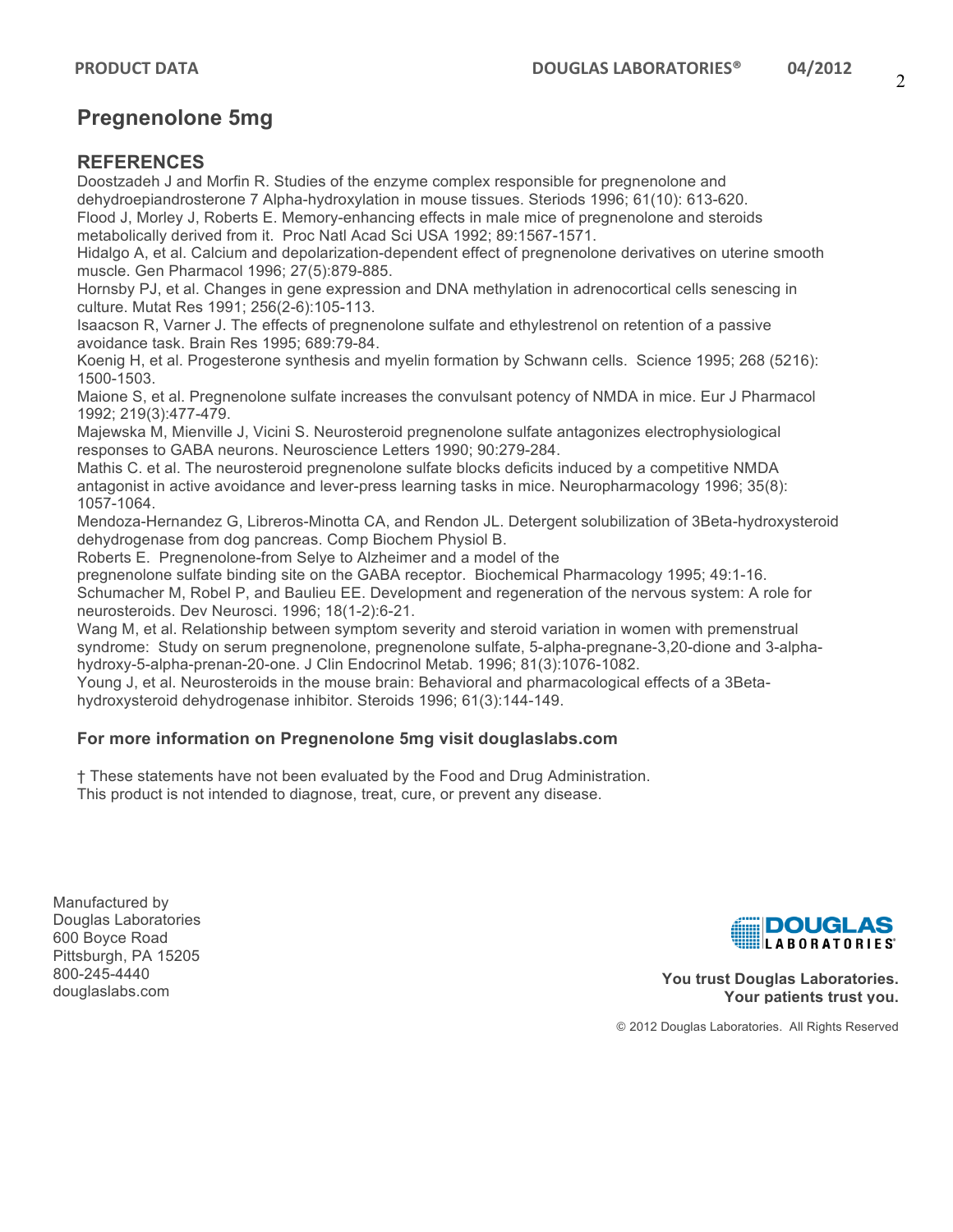# Pregnenolone 5mg

## REFERENCES

Doostzadeh J and Morfin R. Studies of the enzyme complex responsible for pregnenolone and dehydroepiandrosterone 7 Alpha-hydroxylation in mouse tissues. Steriods 1996; 61(10): 613-620.

Flood J, Morley J, Roberts E. Memory-enhancing effects in male mice of pregnenolone and steroids metabolically derived from it. Proc Natl Acad Sci USA 1992; 89:1567-1571.

Hidalgo A, et al. Calcium and depolarization-dependent effect of pregnenolone derivatives on uterine smooth muscle. Gen Pharmacol 1996; 27(5):879-885.

Hornsby PJ, et al. Changes in gene expression and DNA methylation in adrenocortical cells senescing in culture. Mutat Res 1991; 256(2-6):105-113.

Isaacson R, Varner J. The effects of pregnenolone sulfate and ethylestrenol on retention of a passive avoidance task. Brain Res 1995; 689:79-84.

Koenig H, et al. Progesterone synthesis and myelin formation by Schwann cells. Science 1995; 268 (5216): 1500-1503.

Maione S, et al. Pregnenolone sulfate increases the convulsant potency of NMDA in mice. Eur J Pharmacol 1992; 219(3):477-479.

Majewska M, Mienville J, Vicini S. Neurosteroid pregnenolone sulfate antagonizes electrophysiological responses to GABA neurons. Neuroscience Letters 1990; 90:279-284.

Mathis C. et al. The neurosteroid pregnenolone sulfate blocks deficits induced by a competitive NMDA antagonist in active avoidance and lever-press learning tasks in mice. Neuropharmacology 1996; 35(8): 1057-1064.

Mendoza-Hernandez G, Libreros-Minotta CA, and Rendon JL. Detergent solubilization of 3Beta-hydroxysteroid dehydrogenase from dog pancreas. Comp Biochem Physiol B.

Roberts E. Pregnenolone-from Selye to Alzheimer and a model of the pregnenolone sulfate binding site on the GABA receptor. Biochemical Pharmacology 1995; 49:1-16.

Schumacher M, Robel P, and Baulieu EE. Development and regeneration of the nervous system: A role for neurosteroids. Dev Neurosci. 1996; 18(1-2):6-21.

Wang M, et al. Relationship between symptom severity and steroid variation in women with premenstrual syndrome: Study on serum pregnenolone, pregnenolone sulfate, 5-alpha-pregnane-3,20-dione and 3-alpha-hydroxy-5-alpha-prenan-20-one. J Clin Endocrinol Metab. 1996; 81(3):1076-1082.

Young J, et al. Neurosteroids in the mouse brain: Behavioral and pharmacological effects of a 3Beta-hydroxysteroid dehydrogenase inhibitor. Steroids 1996; 61(3):144-149.

**For more information on Pregnenolone 5mg visit douglaslabs.com**

† These statements have not been evaluated by the Food and Drug Administration.
This product is not intended to diagnose, treat, cure, or prevent any disease.

Manufactured by
Douglas Laboratories
600 Boyce Road
Pittsburgh, PA 15205
800-245-4440
douglaslabs.com

**You trust Douglas Laboratories.**
**Your patients trust you.**

© 2012 Douglas Laboratories. All Rights Reserved